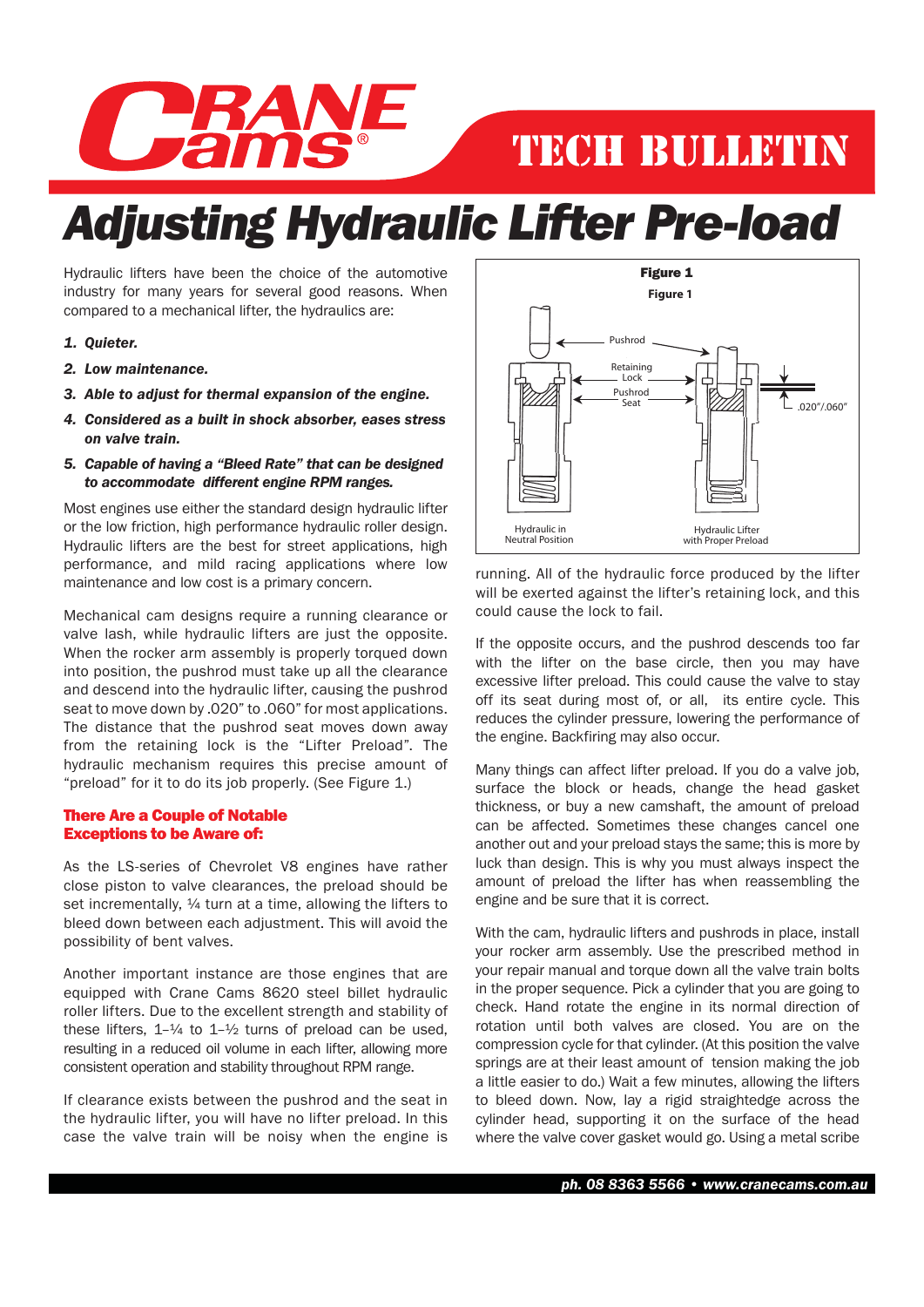# Adjusting Hydraulic Lifter Pre-load

Hydraulic lifters have been the choice of the automotive industry for many years for several good reasons. When compared to a mechanical lifter, the hydraulics are:

1. ***Quieter.***
2. ***Low maintenance.***
3. ***Able to adjust for thermal expansion of the engine.***
4. ***Considered as a built in shock absorber, eases stress on valve train.***
5. ***Capable of having a "Bleed Rate" that can be designed to accommodate different engine RPM ranges.***

Most engines use either the standard design hydraulic lifter or the low friction, high performance hydraulic roller design. Hydraulic lifters are the best for street applications, high performance, and mild racing applications where low maintenance and low cost is a primary concern.

Mechanical cam designs require a running clearance or valve lash, while hydraulic lifters are just the opposite. When the rocker arm assembly is properly torqued down into position, the pushrod must take up all the clearance and descend into the hydraulic lifter, causing the pushrod seat to move down by .020" to .060" for most applications. The distance that the pushrod seat moves down away from the retaining lock is the "Lifter Preload". The hydraulic mechanism requires this precise amount of "preload" for it to do its job properly. (See Figure 1.)

### There Are a Couple of Notable Exceptions to be Aware of:

As the LS-series of Chevrolet V8 engines have rather close piston to valve clearances, the preload should be set incrementally, ¼ turn at a time, allowing the lifters to bleed down between each adjustment. This will avoid the possibility of bent valves.

Another important instance are those engines that are equipped with Crane Cams 8620 steel billet hydraulic roller lifters. Due to the excellent strength and stability of these lifters, 1-¼ to 1-½ turns of preload can be used, resulting in a reduced oil volume in each lifter, allowing more consistent operation and stability throughout RPM range.

If clearance exists between the pushrod and the seat in the hydraulic lifter, you will have no lifter preload. In this case the valve train will be noisy when the engine is

**Figure 1**

Pushrod · Retaining Lock · Pushrod Seat · .020"/.060"

Hydraulic in Neutral Position — Hydraulic Lifter with Proper Preload

running. All of the hydraulic force produced by the lifter will be exerted against the lifter's retaining lock, and this could cause the lock to fail.

If the opposite occurs, and the pushrod descends too far with the lifter on the base circle, then you may have excessive lifter preload. This could cause the valve to stay off its seat during most of, or all, its entire cycle. This reduces the cylinder pressure, lowering the performance of the engine. Backfiring may also occur.

Many things can affect lifter preload. If you do a valve job, surface the block or heads, change the head gasket thickness, or buy a new camshaft, the amount of preload can be affected. Sometimes these changes cancel one another out and your preload stays the same; this is more by luck than design. This is why you must always inspect the amount of preload the lifter has when reassembling the engine and be sure that it is correct.

With the cam, hydraulic lifters and pushrods in place, install your rocker arm assembly. Use the prescribed method in your repair manual and torque down all the valve train bolts in the proper sequence. Pick a cylinder that you are going to check. Hand rotate the engine in its normal direction of rotation until both valves are closed. You are on the compression cycle for that cylinder. (At this position the valve springs are at their least amount of tension making the job a little easier to do.) Wait a few minutes, allowing the lifters to bleed down. Now, lay a rigid straightedge across the cylinder head, supporting it on the surface of the head where the valve cover gasket would go. Using a metal scribe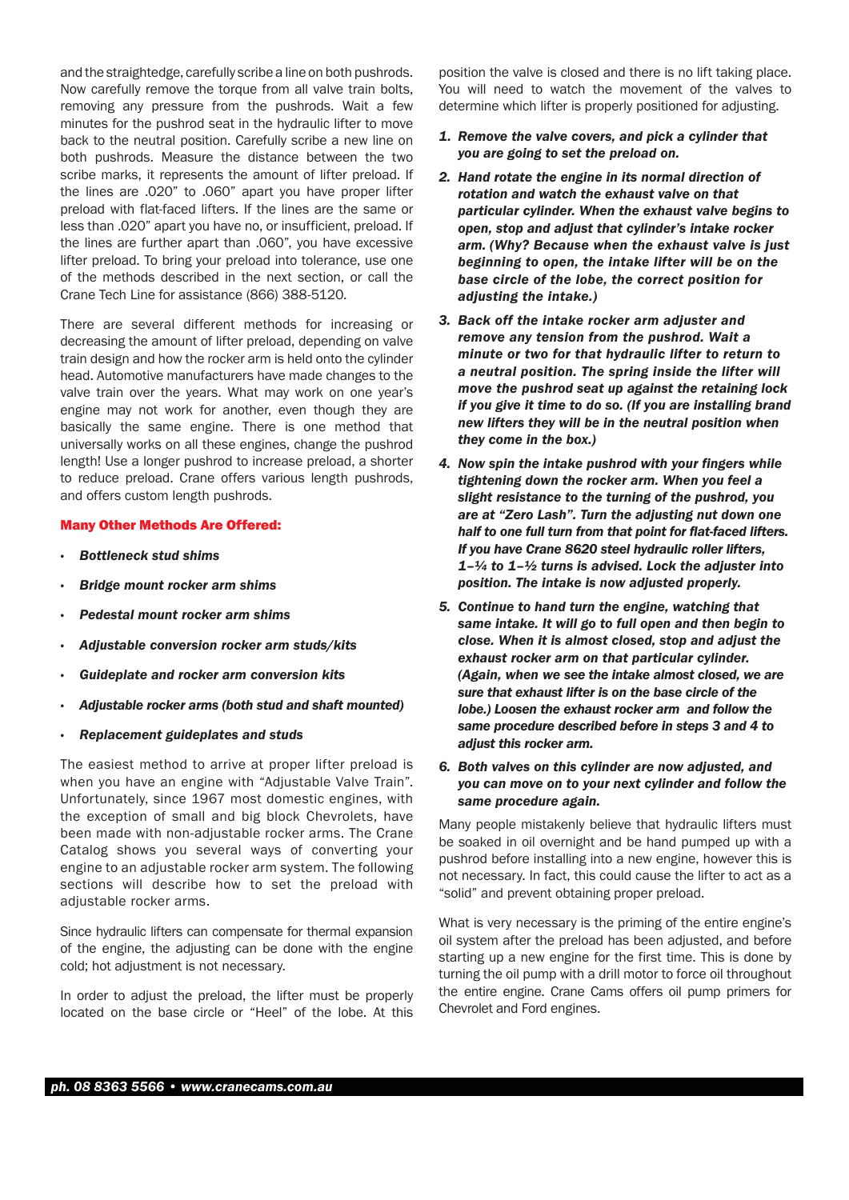and the straightedge, carefully scribe a line on both pushrods. Now carefully remove the torque from all valve train bolts, removing any pressure from the pushrods. Wait a few minutes for the pushrod seat in the hydraulic lifter to move back to the neutral position. Carefully scribe a new line on both pushrods. Measure the distance between the two scribe marks, it represents the amount of lifter preload. If the lines are .020" to .060" apart you have proper lifter preload with flat-faced lifters. If the lines are the same or less than .020" apart you have no, or insufficient, preload. If the lines are further apart than .060", you have excessive lifter preload. To bring your preload into tolerance, use one of the methods described in the next section, or call the Crane Tech Line for assistance (866) 388-5120.

There are several different methods for increasing or decreasing the amount of lifter preload, depending on valve train design and how the rocker arm is held onto the cylinder head. Automotive manufacturers have made changes to the valve train over the years. What may work on one year's engine may not work for another, even though they are basically the same engine. There is one method that universally works on all these engines, change the pushrod length! Use a longer pushrod to increase preload, a shorter to reduce preload. Crane offers various length pushrods, and offers custom length pushrods.

**Many Other Methods Are Offered:**

- ***Bottleneck stud shims***
- ***Bridge mount rocker arm shims***
- ***Pedestal mount rocker arm shims***
- ***Adjustable conversion rocker arm studs/kits***
- ***Guideplate and rocker arm conversion kits***
- ***Adjustable rocker arms (both stud and shaft mounted)***
- ***Replacement guideplates and studs***

The easiest method to arrive at proper lifter preload is when you have an engine with "Adjustable Valve Train". Unfortunately, since 1967 most domestic engines, with the exception of small and big block Chevrolets, have been made with non-adjustable rocker arms. The Crane Catalog shows you several ways of converting your engine to an adjustable rocker arm system. The following sections will describe how to set the preload with adjustable rocker arms.

Since hydraulic lifters can compensate for thermal expansion of the engine, the adjusting can be done with the engine cold; hot adjustment is not necessary.

In order to adjust the preload, the lifter must be properly located on the base circle or "Heel" of the lobe. At this position the valve is closed and there is no lift taking place. You will need to watch the movement of the valves to determine which lifter is properly positioned for adjusting.

1. ***Remove the valve covers, and pick a cylinder that you are going to set the preload on.***
2. ***Hand rotate the engine in its normal direction of rotation and watch the exhaust valve on that particular cylinder. When the exhaust valve begins to open, stop and adjust that cylinder's intake rocker arm. (Why? Because when the exhaust valve is just beginning to open, the intake lifter will be on the base circle of the lobe, the correct position for adjusting the intake.)***
3. ***Back off the intake rocker arm adjuster and remove any tension from the pushrod. Wait a minute or two for that hydraulic lifter to return to a neutral position. The spring inside the lifter will move the pushrod seat up against the retaining lock if you give it time to do so. (If you are installing brand new lifters they will be in the neutral position when they come in the box.)***
4. ***Now spin the intake pushrod with your fingers while tightening down the rocker arm. When you feel a slight resistance to the turning of the pushrod, you are at "Zero Lash". Turn the adjusting nut down one half to one full turn from that point for flat-faced lifters. If you have Crane 8620 steel hydraulic roller lifters, 1–¼ to 1–½ turns is advised. Lock the adjuster into position. The intake is now adjusted properly.***
5. ***Continue to hand turn the engine, watching that same intake. It will go to full open and then begin to close. When it is almost closed, stop and adjust the exhaust rocker arm on that particular cylinder. (Again, when we see the intake almost closed, we are sure that exhaust lifter is on the base circle of the lobe.) Loosen the exhaust rocker arm and follow the same procedure described before in steps 3 and 4 to adjust this rocker arm.***
6. ***Both valves on this cylinder are now adjusted, and you can move on to your next cylinder and follow the same procedure again.***

Many people mistakenly believe that hydraulic lifters must be soaked in oil overnight and be hand pumped up with a pushrod before installing into a new engine, however this is not necessary. In fact, this could cause the lifter to act as a "solid" and prevent obtaining proper preload.

What is very necessary is the priming of the entire engine's oil system after the preload has been adjusted, and before starting up a new engine for the first time. This is done by turning the oil pump with a drill motor to force oil throughout the entire engine. Crane Cams offers oil pump primers for Chevrolet and Ford engines.

***ph. 08 8363 5566 • www.cranecams.com.au***